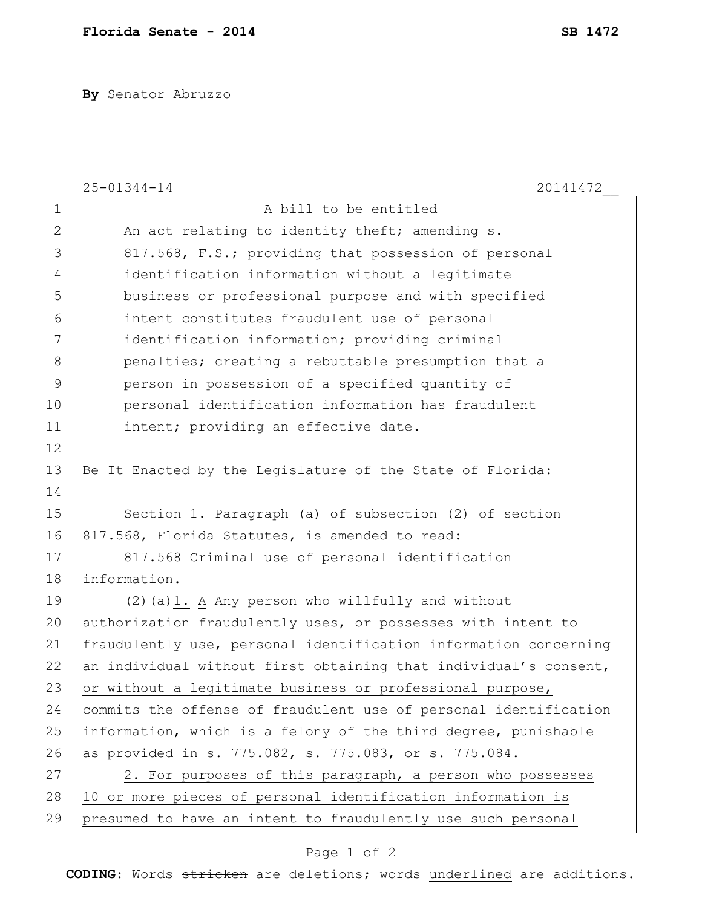By Senator Abruzzo

25-01344-14 20141472__

A bill to be entitled

An act relating to identity theft; amending s. 817.568, F.S.; providing that possession of personal identification information without a legitimate business or professional purpose and with specified intent constitutes fraudulent use of personal identification information; providing criminal penalties; creating a rebuttable presumption that a person in possession of a specified quantity of personal identification information has fraudulent intent; providing an effective date.

Be It Enacted by the Legislature of the State of Florida:

Section 1. Paragraph (a) of subsection (2) of section 817.568, Florida Statutes, is amended to read:

817.568 Criminal use of personal identification information.—

(2)(a)<u>1.</u> <u>A</u> ~~Any~~ person who willfully and without authorization fraudulently uses, or possesses with intent to fraudulently use, personal identification information concerning an individual without first obtaining that individual's consent, <u>or without a legitimate business or professional purpose,</u> commits the offense of fraudulent use of personal identification information, which is a felony of the third degree, punishable as provided in s. 775.082, s. 775.083, or s. 775.084.

<u>2. For purposes of this paragraph, a person who possesses 10 or more pieces of personal identification information is presumed to have an intent to fraudulently use such personal</u>

CODING: Words ~~stricken~~ are deletions; words <u>underlined</u> are additions.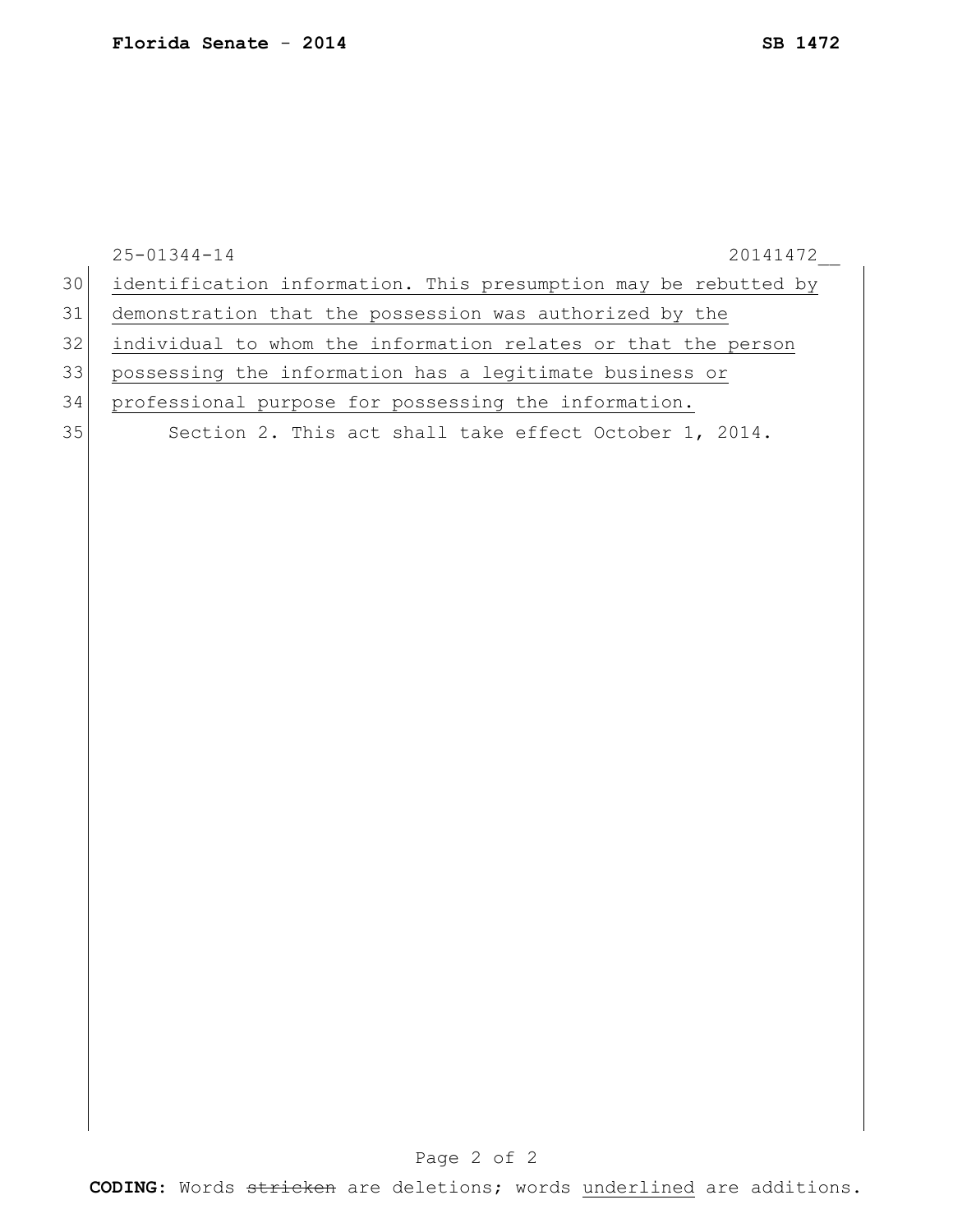25-01344-14 20141472__

30 identification information. This presumption may be rebutted by
31 demonstration that the possession was authorized by the
32 individual to whom the information relates or that the person
33 possessing the information has a legitimate business or
34 professional purpose for possessing the information.
35 Section 2. This act shall take effect October 1, 2014.

**CODING:** Words ~~stricken~~ are deletions; words underlined are additions.